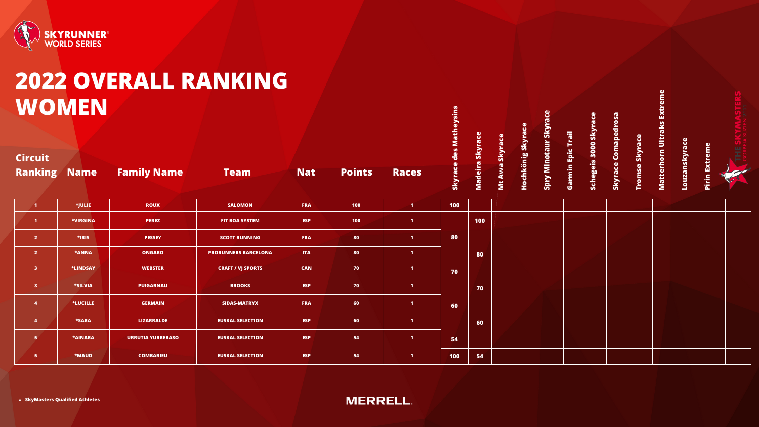SKYRUNNER® WORLD SERIES

# 2022 OVERALL RANKING WOMEN

| Circuit Ranking | Name | Family Name | Team | Nat | Points | Races | Skyrace des Matheysins | Madeira Skyrace | Mt Awa Skyrace | Hochkönig Skyrace | Spry Minotaur Skyrace | Garmin Epic Trail | Schegeis 3000 Skyrace | Skyrace Comapedrosa | Tromsø Skyrace | Matterhorn Ultraks Extreme | Louzanskyrace | Pirin Extreme | The SkyMasters |
|---|---|---|---|---|---|---|---|---|---|---|---|---|---|---|---|---|---|---|---|
| 1 | *JULIE | ROUX | SALOMON | FRA | 100 | 1 | 100 | | | | | | | | | | | | |
| 1 | *VIRGINA | PEREZ | FIT BOA SYSTEM | ESP | 100 | 1 | | 100 | | | | | | | | | | | |
| 2 | *IRIS | PESSEY | SCOTT RUNNING | FRA | 80 | 1 | 80 | | | | | | | | | | | | |
| 2 | *ANNA | ONGARO | PRORUNNERS BARCELONA | ITA | 80 | 1 | | 80 | | | | | | | | | | | |
| 3 | *LINDSAY | WEBSTER | CRAFT / VJ SPORTS | CAN | 70 | 1 | 70 | | | | | | | | | | | | |
| 3 | *SILVIA | PUIGARNAU | BROOKS | ESP | 70 | 1 | | 70 | | | | | | | | | | | |
| 4 | *LUCILLE | GERMAIN | SIDAS-MATRYX | FRA | 60 | 1 | 60 | | | | | | | | | | | | |
| 4 | *SARA | LIZARRALDE | EUSKAL SELECTION | ESP | 60 | 1 | | 60 | | | | | | | | | | | |
| 5 | *AINARA | URRUTIA YURREBASO | EUSKAL SELECTION | ESP | 54 | 1 | 54 | | | | | | | | | | | | |
| 5 | *MAUD | COMBARIEU | EUSKAL SELECTION | ESP | 54 | 1 | 100 | 54 | | | | | | | | | | | |

- SkyMasters Qualified Athletes

MERRELL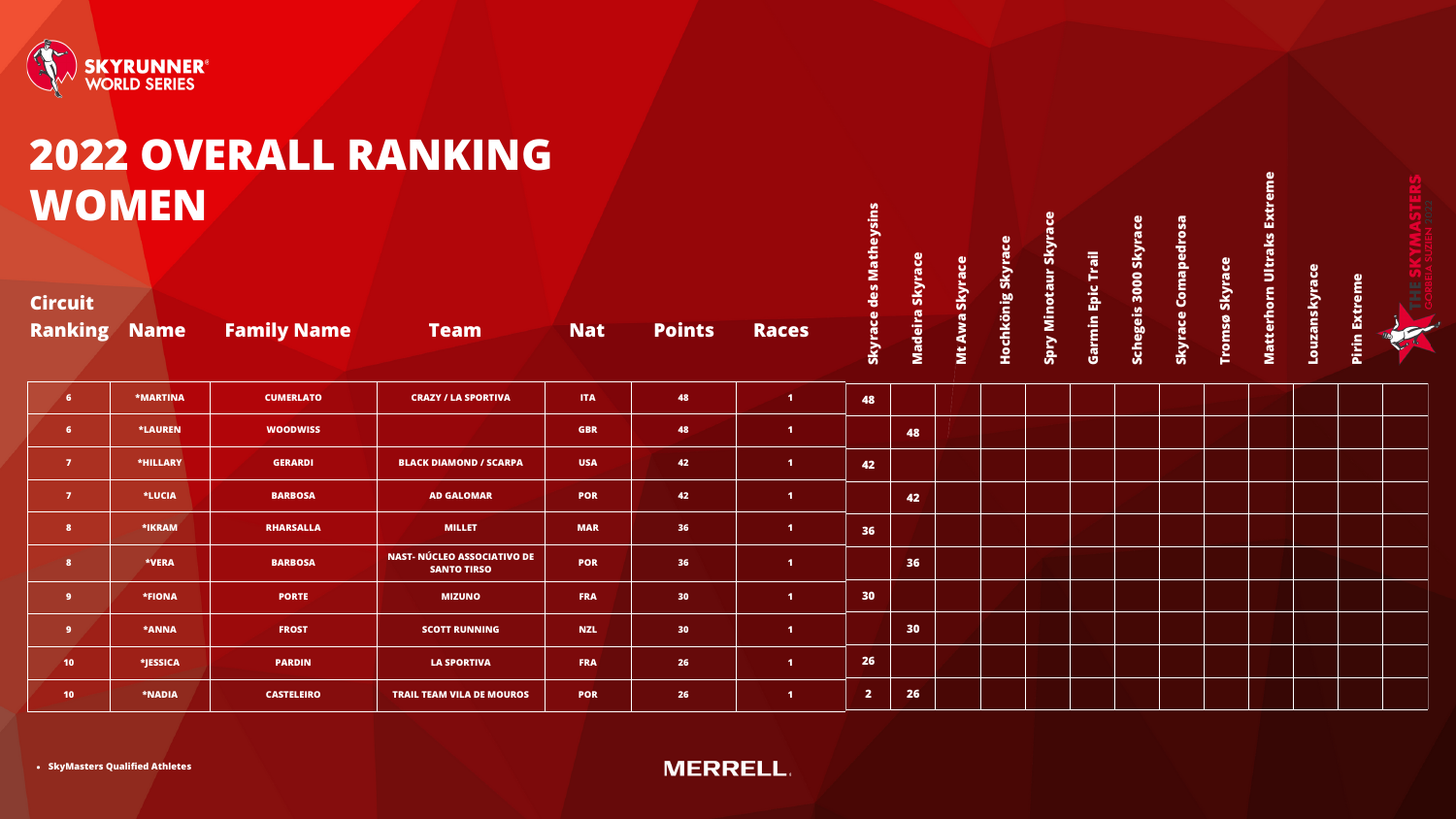SKYRUNNER® WORLD SERIES

# 2022 OVERALL RANKING WOMEN

| Circuit Ranking | Name | Family Name | Team | Nat | Points | Races | Skyrace des Matheysins | Madeira Skyrace | Mt Awa Skyrace | Hochkönig Skyrace | Spry Minotaur Skyrace | Garmin Epic Trail | Schegeis 3000 Skyrace | Skyrace Comapedrosa | Tromsø Skyrace | Matterhorn Ultraks Extreme | Louzanskyrace | Pirin Extreme | THE SKYMASTERS |
|---|---|---|---|---|---|---|---|---|---|---|---|---|---|---|---|---|---|---|---|
| 6 | *MARTINA | CUMERLATO | CRAZY / LA SPORTIVA | ITA | 48 | 1 | 48 | | | | | | | | | | | | |
| 6 | *LAUREN | WOODWISS | | GBR | 48 | 1 | | 48 | | | | | | | | | | | |
| 7 | *HILLARY | GERARDI | BLACK DIAMOND / SCARPA | USA | 42 | 1 | 42 | | | | | | | | | | | | |
| 7 | *LUCIA | BARBOSA | AD GALOMAR | POR | 42 | 1 | | 42 | | | | | | | | | | | |
| 8 | *IKRAM | RHARSALLA | MILLET | MAR | 36 | 1 | 36 | | | | | | | | | | | | |
| 8 | *VERA | BARBOSA | NAST- NÚCLEO ASSOCIATIVO DE SANTO TIRSO | POR | 36 | 1 | | 36 | | | | | | | | | | | |
| 9 | *FIONA | PORTE | MIZUNO | FRA | 30 | 1 | 30 | | | | | | | | | | | | |
| 9 | *ANNA | FROST | SCOTT RUNNING | NZL | 30 | 1 | | 30 | | | | | | | | | | | |
| 10 | *JESSICA | PARDIN | LA SPORTIVA | FRA | 26 | 1 | 26 | | | | | | | | | | | | |
| 10 | *NADIA | CASTELEIRO | TRAIL TEAM VILA DE MOUROS | POR | 26 | 1 | 2 | 26 | | | | | | | | | | | |

- SkyMasters Qualified Athletes

MERRELL.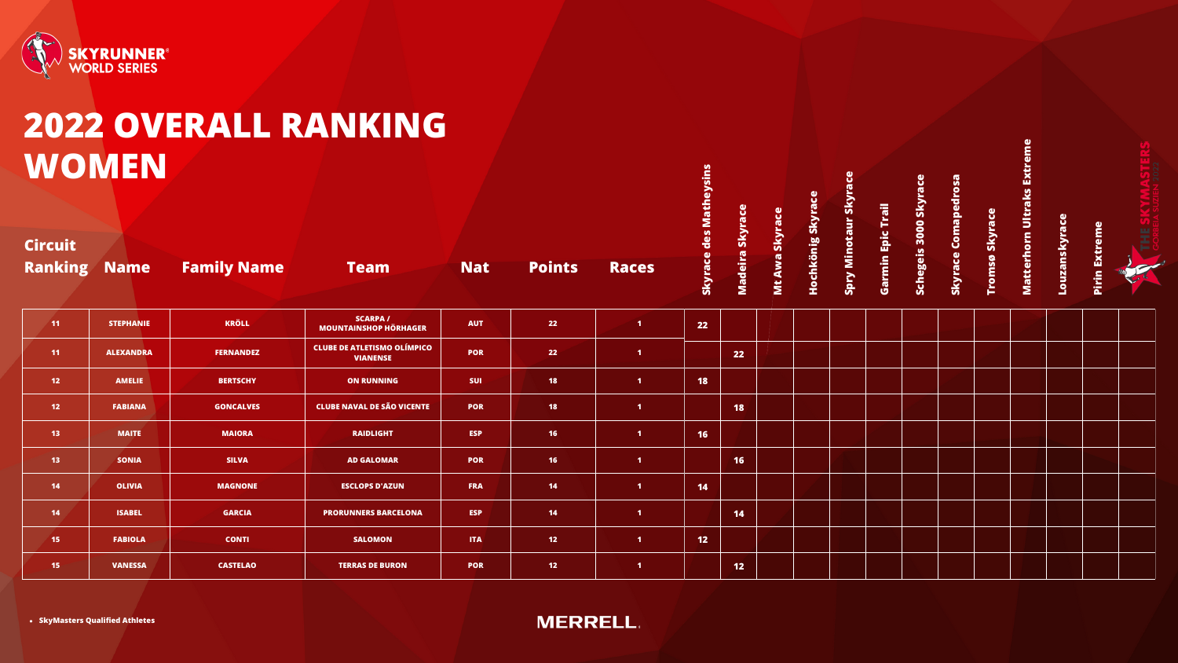SKYRUNNER® WORLD SERIES

# 2022 OVERALL RANKING WOMEN

| Circuit Ranking | Name | Family Name | Team | Nat | Points | Races | Skyrace des Matheysins | Madeira Skyrace | Mt Awa Skyrace | Hochkönig Skyrace | Spry Minotaur Skyrace | Garmin Epic Trail | Schegeis 3000 Skyrace | Skyrace Comapedrosa | Tromsø Skyrace | Matterhorn Ultraks Extreme | Louzanskyrace | Pirin Extreme | THE SKYMASTERS |
|---|---|---|---|---|---|---|---|---|---|---|---|---|---|---|---|---|---|---|---|
| 11 | STEPHANIE | KRÖLL | SCARPA / MOUNTAINSHOP HÖRHAGER | AUT | 22 | 1 | 22 | | | | | | | | | | | | |
| 11 | ALEXANDRA | FERNANDEZ | CLUBE DE ATLETISMO OLÍMPICO VIANENSE | POR | 22 | 1 | | 22 | | | | | | | | | | | |
| 12 | AMELIE | BERTSCHY | ON RUNNING | SUI | 18 | 1 | 18 | | | | | | | | | | | | |
| 12 | FABIANA | GONCALVES | CLUBE NAVAL DE SÃO VICENTE | POR | 18 | 1 | | 18 | | | | | | | | | | | |
| 13 | MAITE | MAIORA | RAIDLIGHT | ESP | 16 | 1 | 16 | | | | | | | | | | | | |
| 13 | SONIA | SILVA | AD GALOMAR | POR | 16 | 1 | | 16 | | | | | | | | | | | |
| 14 | OLIVIA | MAGNONE | ESCLOPS D'AZUN | FRA | 14 | 1 | 14 | | | | | | | | | | | | |
| 14 | ISABEL | GARCIA | PRORUNNERS BARCELONA | ESP | 14 | 1 | | 14 | | | | | | | | | | | |
| 15 | FABIOLA | CONTI | SALOMON | ITA | 12 | 1 | 12 | | | | | | | | | | | | |
| 15 | VANESSA | CASTELAO | TERRAS DE BURON | POR | 12 | 1 | | 12 | | | | | | | | | | | |

- SkyMasters Qualified Athletes

MERRELL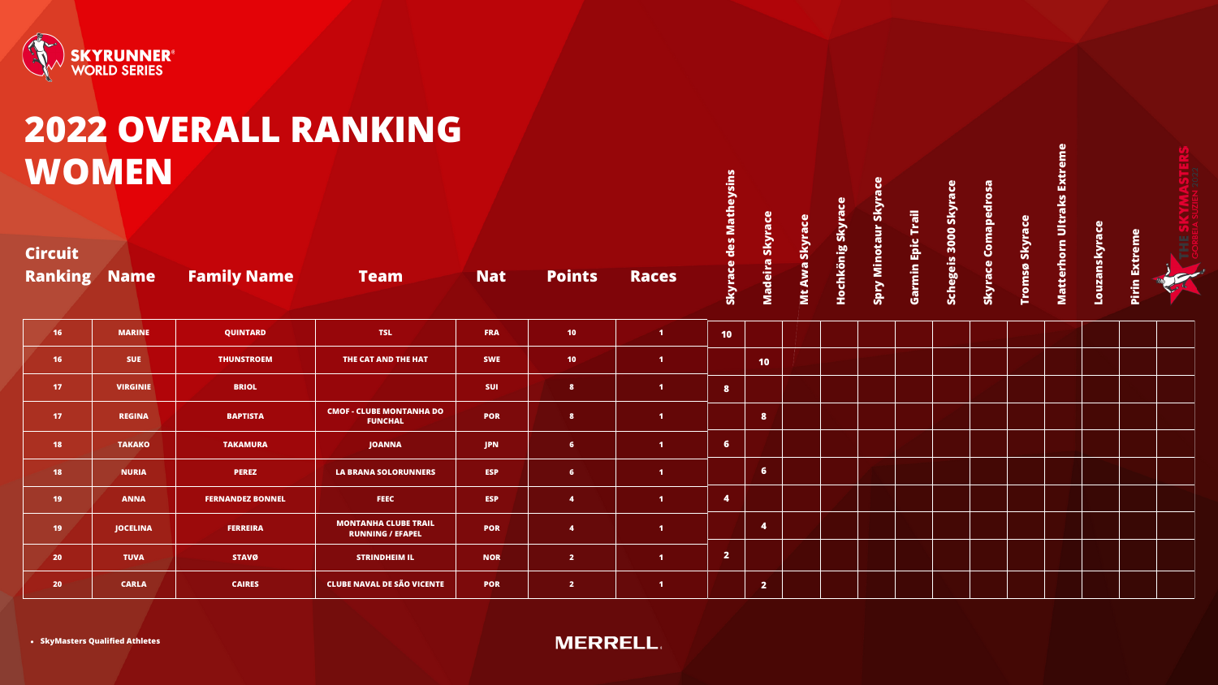# 2022 OVERALL RANKING WOMEN

| Circuit Ranking | Name | Family Name | Team | Nat | Points | Races | Skyrace des Matheysins | Madeira Skyrace | Mt Awa Skyrace | Hochkönig Skyrace | Spry Minotaur Skyrace | Garmin Epic Trail | Schegeis 3000 Skyrace | Skyrace Comapedrosa | Tromsø Skyrace | Matterhorn Ultraks Extreme | Louzanskyrace | Pirin Extreme | THE SKYMASTERS |
|---|---|---|---|---|---|---|---|---|---|---|---|---|---|---|---|---|---|---|---|
| 16 | MARINE | QUINTARD | TSL | FRA | 10 | 1 | 10 | | | | | | | | | | | | |
| 16 | SUE | THUNSTROEM | THE CAT AND THE HAT | SWE | 10 | 1 | | 10 | | | | | | | | | | | |
| 17 | VIRGINIE | BRIOL | | SUI | 8 | 1 | 8 | | | | | | | | | | | | |
| 17 | REGINA | BAPTISTA | CMOF - CLUBE MONTANHA DO FUNCHAL | POR | 8 | 1 | | 8 | | | | | | | | | | | |
| 18 | TAKAKO | TAKAMURA | JOANNA | JPN | 6 | 1 | 6 | | | | | | | | | | | | |
| 18 | NURIA | PEREZ | LA BRANA SOLORUNNERS | ESP | 6 | 1 | | 6 | | | | | | | | | | | |
| 19 | ANNA | FERNANDEZ BONNEL | FEEC | ESP | 4 | 1 | 4 | | | | | | | | | | | | |
| 19 | JOCELINA | FERREIRA | MONTANHA CLUBE TRAIL RUNNING / EFAPEL | POR | 4 | 1 | | 4 | | | | | | | | | | | |
| 20 | TUVA | STAVØ | STRINDHEIM IL | NOR | 2 | 1 | 2 | | | | | | | | | | | | |
| 20 | CARLA | CAIRES | CLUBE NAVAL DE SÃO VICENTE | POR | 2 | 1 | | 2 | | | | | | | | | | | |

- SkyMasters Qualified Athletes